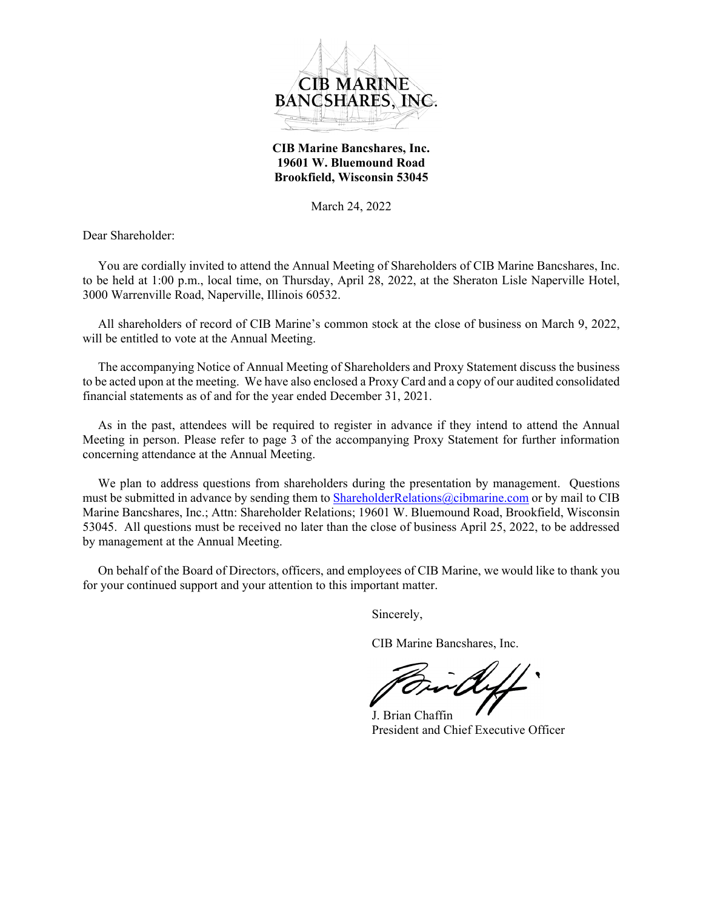**CIB Marine Bancshares, Inc.**
**19601 W. Bluemound Road**
**Brookfield, Wisconsin 53045**

March 24, 2022

Dear Shareholder:

You are cordially invited to attend the Annual Meeting of Shareholders of CIB Marine Bancshares, Inc. to be held at 1:00 p.m., local time, on Thursday, April 28, 2022, at the Sheraton Lisle Naperville Hotel, 3000 Warrenville Road, Naperville, Illinois 60532.

All shareholders of record of CIB Marine's common stock at the close of business on March 9, 2022, will be entitled to vote at the Annual Meeting.

The accompanying Notice of Annual Meeting of Shareholders and Proxy Statement discuss the business to be acted upon at the meeting. We have also enclosed a Proxy Card and a copy of our audited consolidated financial statements as of and for the year ended December 31, 2021.

As in the past, attendees will be required to register in advance if they intend to attend the Annual Meeting in person. Please refer to page 3 of the accompanying Proxy Statement for further information concerning attendance at the Annual Meeting.

We plan to address questions from shareholders during the presentation by management. Questions must be submitted in advance by sending them to ShareholderRelations@cibmarine.com or by mail to CIB Marine Bancshares, Inc.; Attn: Shareholder Relations; 19601 W. Bluemound Road, Brookfield, Wisconsin 53045. All questions must be received no later than the close of business April 25, 2022, to be addressed by management at the Annual Meeting.

On behalf of the Board of Directors, officers, and employees of CIB Marine, we would like to thank you for your continued support and your attention to this important matter.

Sincerely,

CIB Marine Bancshares, Inc.

J. Brian Chaffin
President and Chief Executive Officer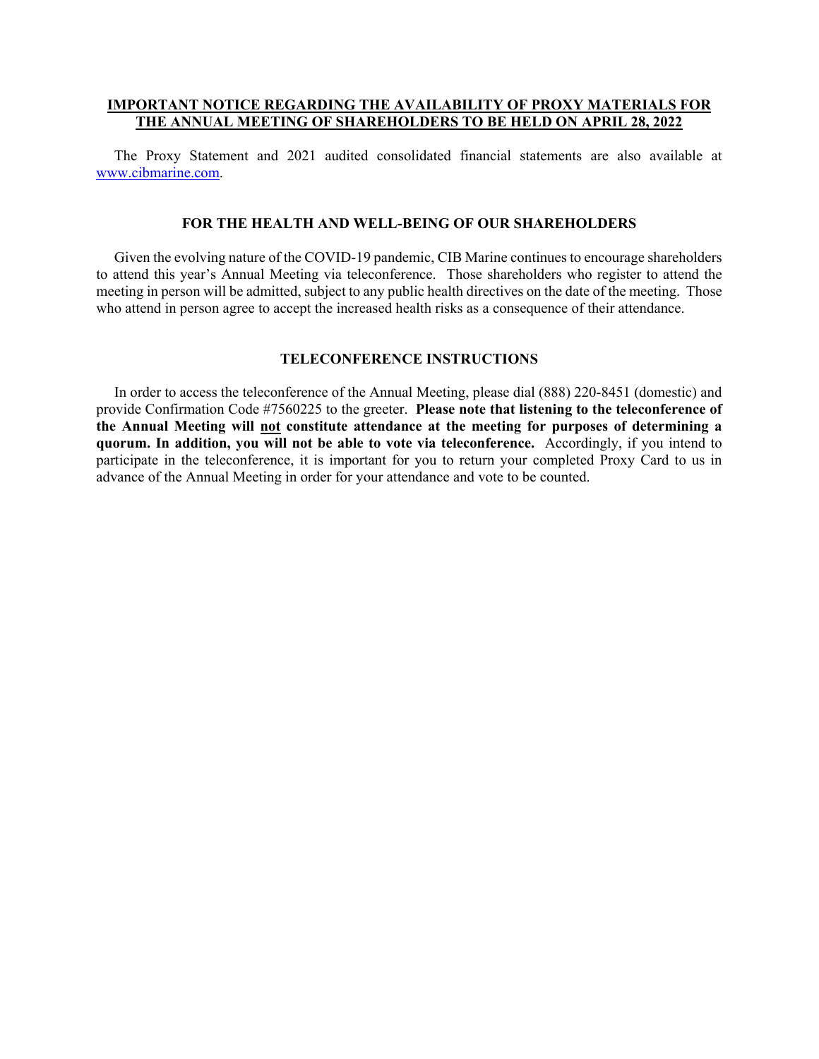**IMPORTANT NOTICE REGARDING THE AVAILABILITY OF PROXY MATERIALS FOR THE ANNUAL MEETING OF SHAREHOLDERS TO BE HELD ON APRIL 28, 2022**

The Proxy Statement and 2021 audited consolidated financial statements are also available at [www.cibmarine.com](http://www.cibmarine.com).

## FOR THE HEALTH AND WELL-BEING OF OUR SHAREHOLDERS

Given the evolving nature of the COVID-19 pandemic, CIB Marine continues to encourage shareholders to attend this year's Annual Meeting via teleconference. Those shareholders who register to attend the meeting in person will be admitted, subject to any public health directives on the date of the meeting. Those who attend in person agree to accept the increased health risks as a consequence of their attendance.

## TELECONFERENCE INSTRUCTIONS

In order to access the teleconference of the Annual Meeting, please dial (888) 220-8451 (domestic) and provide Confirmation Code #7560225 to the greeter. **Please note that listening to the teleconference of the Annual Meeting will not constitute attendance at the meeting for purposes of determining a quorum. In addition, you will not be able to vote via teleconference.** Accordingly, if you intend to participate in the teleconference, it is important for you to return your completed Proxy Card to us in advance of the Annual Meeting in order for your attendance and vote to be counted.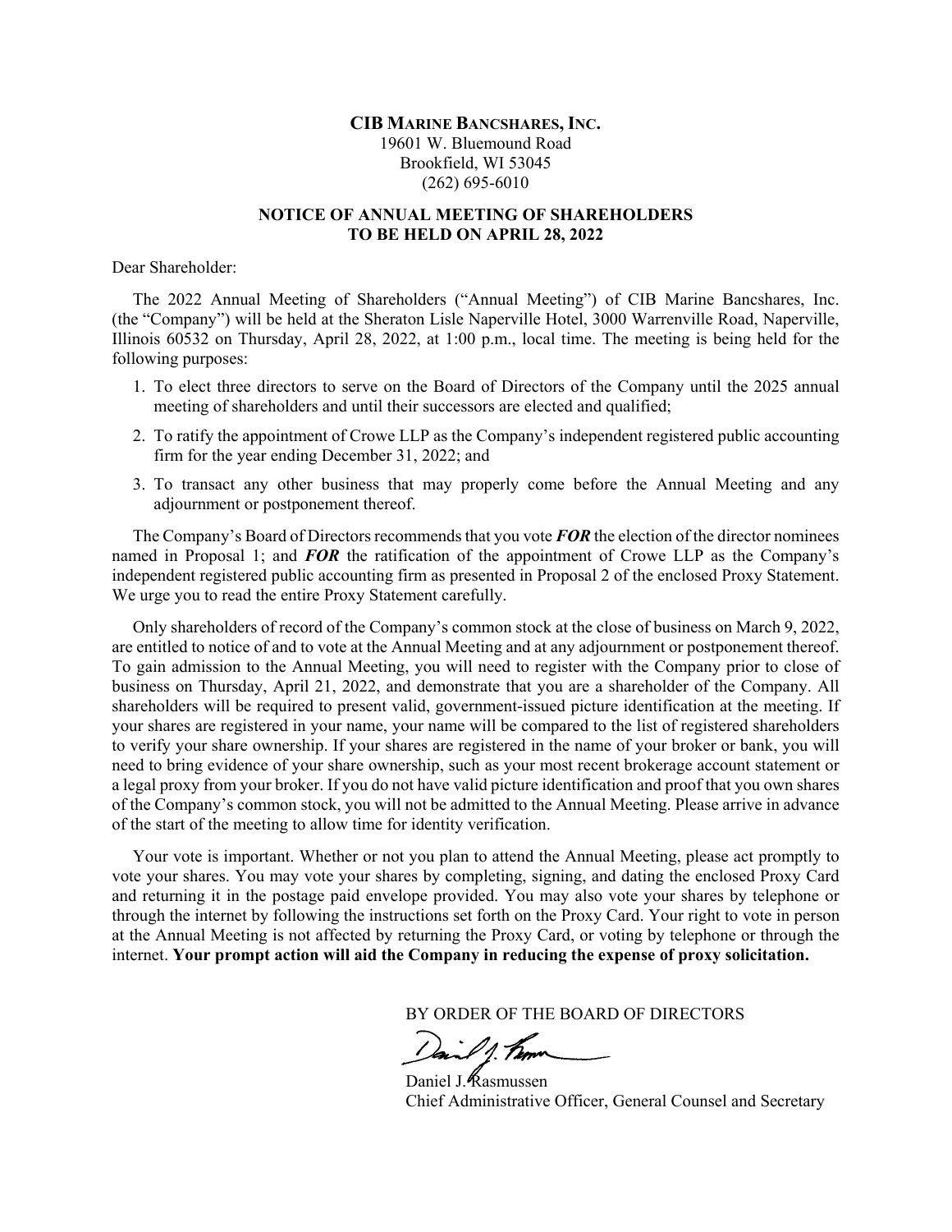**CIB MARINE BANCSHARES, INC.**
19601 W. Bluemound Road
Brookfield, WI 53045
(262) 695-6010

**NOTICE OF ANNUAL MEETING OF SHAREHOLDERS**
**TO BE HELD ON APRIL 28, 2022**

Dear Shareholder:

The 2022 Annual Meeting of Shareholders ("Annual Meeting") of CIB Marine Bancshares, Inc. (the "Company") will be held at the Sheraton Lisle Naperville Hotel, 3000 Warrenville Road, Naperville, Illinois 60532 on Thursday, April 28, 2022, at 1:00 p.m., local time. The meeting is being held for the following purposes:

1. To elect three directors to serve on the Board of Directors of the Company until the 2025 annual meeting of shareholders and until their successors are elected and qualified;
2. To ratify the appointment of Crowe LLP as the Company's independent registered public accounting firm for the year ending December 31, 2022; and
3. To transact any other business that may properly come before the Annual Meeting and any adjournment or postponement thereof.

The Company's Board of Directors recommends that you vote ***FOR*** the election of the director nominees named in Proposal 1; and ***FOR*** the ratification of the appointment of Crowe LLP as the Company's independent registered public accounting firm as presented in Proposal 2 of the enclosed Proxy Statement. We urge you to read the entire Proxy Statement carefully.

Only shareholders of record of the Company's common stock at the close of business on March 9, 2022, are entitled to notice of and to vote at the Annual Meeting and at any adjournment or postponement thereof. To gain admission to the Annual Meeting, you will need to register with the Company prior to close of business on Thursday, April 21, 2022, and demonstrate that you are a shareholder of the Company. All shareholders will be required to present valid, government-issued picture identification at the meeting. If your shares are registered in your name, your name will be compared to the list of registered shareholders to verify your share ownership. If your shares are registered in the name of your broker or bank, you will need to bring evidence of your share ownership, such as your most recent brokerage account statement or a legal proxy from your broker. If you do not have valid picture identification and proof that you own shares of the Company's common stock, you will not be admitted to the Annual Meeting. Please arrive in advance of the start of the meeting to allow time for identity verification.

Your vote is important. Whether or not you plan to attend the Annual Meeting, please act promptly to vote your shares. You may vote your shares by completing, signing, and dating the enclosed Proxy Card and returning it in the postage paid envelope provided. You may also vote your shares by telephone or through the internet by following the instructions set forth on the Proxy Card. Your right to vote in person at the Annual Meeting is not affected by returning the Proxy Card, or voting by telephone or through the internet. **Your prompt action will aid the Company in reducing the expense of proxy solicitation.**

BY ORDER OF THE BOARD OF DIRECTORS

Daniel J. Rasmussen
Chief Administrative Officer, General Counsel and Secretary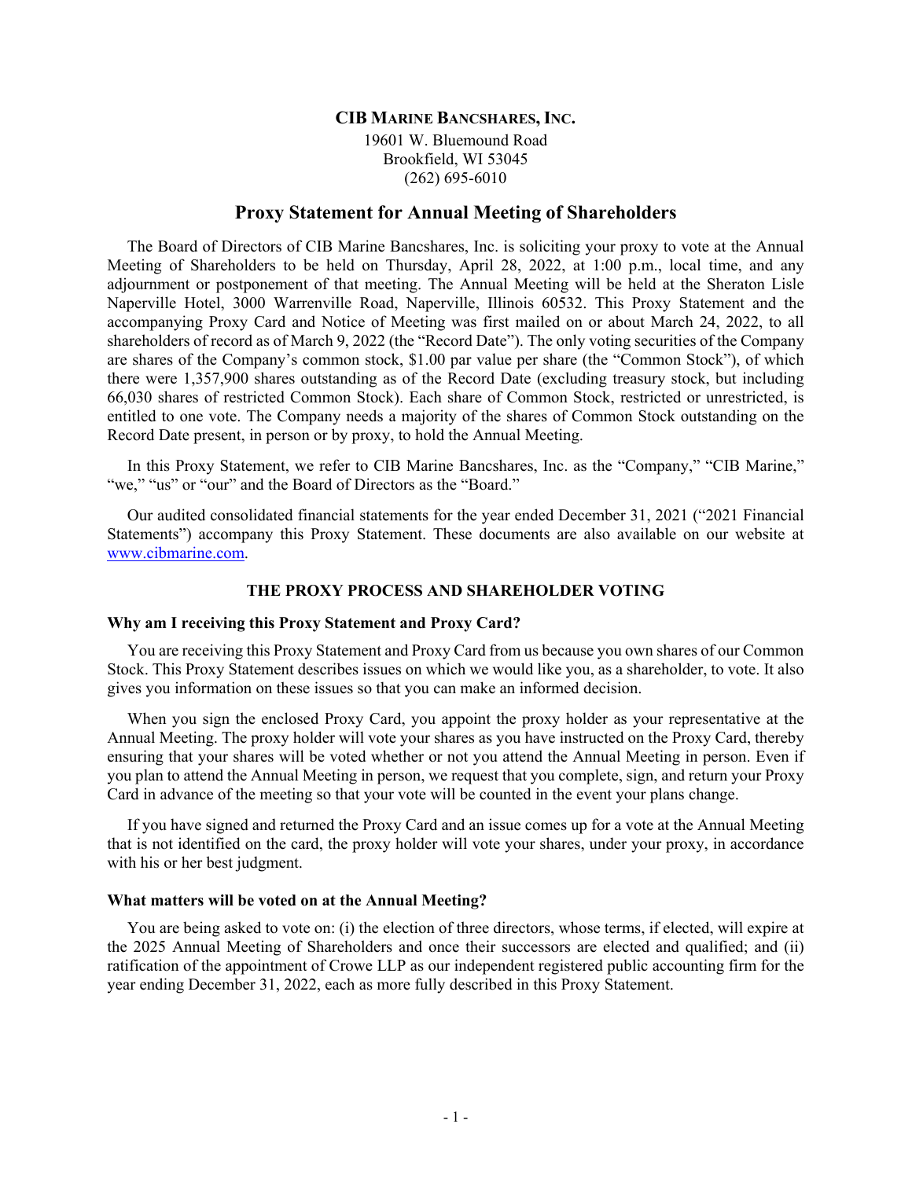**CIB MARINE BANCSHARES, INC.**

19601 W. Bluemound Road
Brookfield, WI 53045
(262) 695-6010

# Proxy Statement for Annual Meeting of Shareholders

The Board of Directors of CIB Marine Bancshares, Inc. is soliciting your proxy to vote at the Annual Meeting of Shareholders to be held on Thursday, April 28, 2022, at 1:00 p.m., local time, and any adjournment or postponement of that meeting. The Annual Meeting will be held at the Sheraton Lisle Naperville Hotel, 3000 Warrenville Road, Naperville, Illinois 60532. This Proxy Statement and the accompanying Proxy Card and Notice of Meeting was first mailed on or about March 24, 2022, to all shareholders of record as of March 9, 2022 (the "Record Date"). The only voting securities of the Company are shares of the Company's common stock, $1.00 par value per share (the "Common Stock"), of which there were 1,357,900 shares outstanding as of the Record Date (excluding treasury stock, but including 66,030 shares of restricted Common Stock). Each share of Common Stock, restricted or unrestricted, is entitled to one vote. The Company needs a majority of the shares of Common Stock outstanding on the Record Date present, in person or by proxy, to hold the Annual Meeting.

In this Proxy Statement, we refer to CIB Marine Bancshares, Inc. as the "Company," "CIB Marine," "we," "us" or "our" and the Board of Directors as the "Board."

Our audited consolidated financial statements for the year ended December 31, 2021 ("2021 Financial Statements") accompany this Proxy Statement. These documents are also available on our website at www.cibmarine.com.

## THE PROXY PROCESS AND SHAREHOLDER VOTING

### Why am I receiving this Proxy Statement and Proxy Card?

You are receiving this Proxy Statement and Proxy Card from us because you own shares of our Common Stock. This Proxy Statement describes issues on which we would like you, as a shareholder, to vote. It also gives you information on these issues so that you can make an informed decision.

When you sign the enclosed Proxy Card, you appoint the proxy holder as your representative at the Annual Meeting. The proxy holder will vote your shares as you have instructed on the Proxy Card, thereby ensuring that your shares will be voted whether or not you attend the Annual Meeting in person. Even if you plan to attend the Annual Meeting in person, we request that you complete, sign, and return your Proxy Card in advance of the meeting so that your vote will be counted in the event your plans change.

If you have signed and returned the Proxy Card and an issue comes up for a vote at the Annual Meeting that is not identified on the card, the proxy holder will vote your shares, under your proxy, in accordance with his or her best judgment.

### What matters will be voted on at the Annual Meeting?

You are being asked to vote on: (i) the election of three directors, whose terms, if elected, will expire at the 2025 Annual Meeting of Shareholders and once their successors are elected and qualified; and (ii) ratification of the appointment of Crowe LLP as our independent registered public accounting firm for the year ending December 31, 2022, each as more fully described in this Proxy Statement.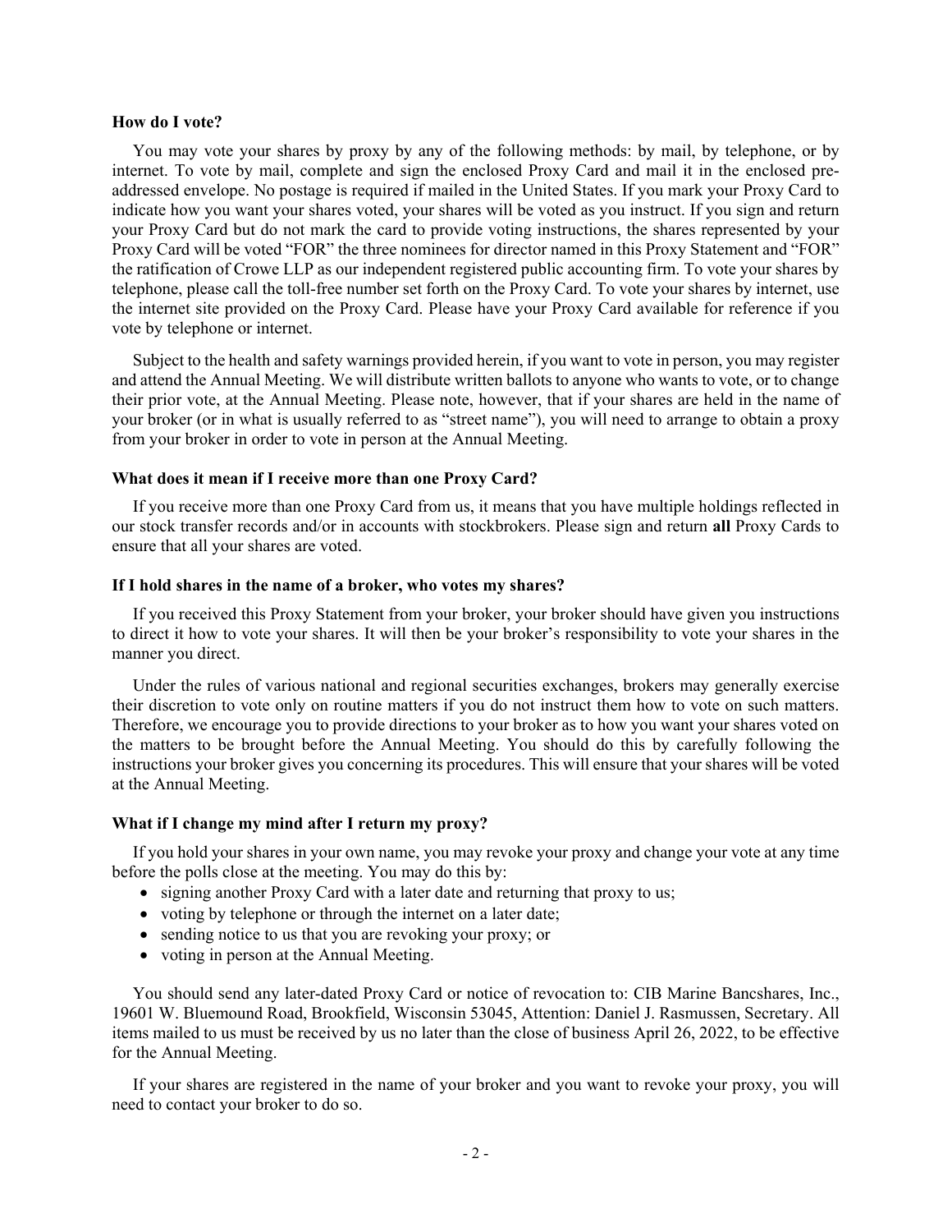**How do I vote?**

You may vote your shares by proxy by any of the following methods: by mail, by telephone, or by internet. To vote by mail, complete and sign the enclosed Proxy Card and mail it in the enclosed pre-addressed envelope. No postage is required if mailed in the United States. If you mark your Proxy Card to indicate how you want your shares voted, your shares will be voted as you instruct. If you sign and return your Proxy Card but do not mark the card to provide voting instructions, the shares represented by your Proxy Card will be voted "FOR" the three nominees for director named in this Proxy Statement and "FOR" the ratification of Crowe LLP as our independent registered public accounting firm. To vote your shares by telephone, please call the toll-free number set forth on the Proxy Card. To vote your shares by internet, use the internet site provided on the Proxy Card. Please have your Proxy Card available for reference if you vote by telephone or internet.

Subject to the health and safety warnings provided herein, if you want to vote in person, you may register and attend the Annual Meeting. We will distribute written ballots to anyone who wants to vote, or to change their prior vote, at the Annual Meeting. Please note, however, that if your shares are held in the name of your broker (or in what is usually referred to as "street name"), you will need to arrange to obtain a proxy from your broker in order to vote in person at the Annual Meeting.

**What does it mean if I receive more than one Proxy Card?**

If you receive more than one Proxy Card from us, it means that you have multiple holdings reflected in our stock transfer records and/or in accounts with stockbrokers. Please sign and return **all** Proxy Cards to ensure that all your shares are voted.

**If I hold shares in the name of a broker, who votes my shares?**

If you received this Proxy Statement from your broker, your broker should have given you instructions to direct it how to vote your shares. It will then be your broker's responsibility to vote your shares in the manner you direct.

Under the rules of various national and regional securities exchanges, brokers may generally exercise their discretion to vote only on routine matters if you do not instruct them how to vote on such matters. Therefore, we encourage you to provide directions to your broker as to how you want your shares voted on the matters to be brought before the Annual Meeting. You should do this by carefully following the instructions your broker gives you concerning its procedures. This will ensure that your shares will be voted at the Annual Meeting.

**What if I change my mind after I return my proxy?**

If you hold your shares in your own name, you may revoke your proxy and change your vote at any time before the polls close at the meeting. You may do this by:

- signing another Proxy Card with a later date and returning that proxy to us;
- voting by telephone or through the internet on a later date;
- sending notice to us that you are revoking your proxy; or
- voting in person at the Annual Meeting.

You should send any later-dated Proxy Card or notice of revocation to: CIB Marine Bancshares, Inc., 19601 W. Bluemound Road, Brookfield, Wisconsin 53045, Attention: Daniel J. Rasmussen, Secretary. All items mailed to us must be received by us no later than the close of business April 26, 2022, to be effective for the Annual Meeting.

If your shares are registered in the name of your broker and you want to revoke your proxy, you will need to contact your broker to do so.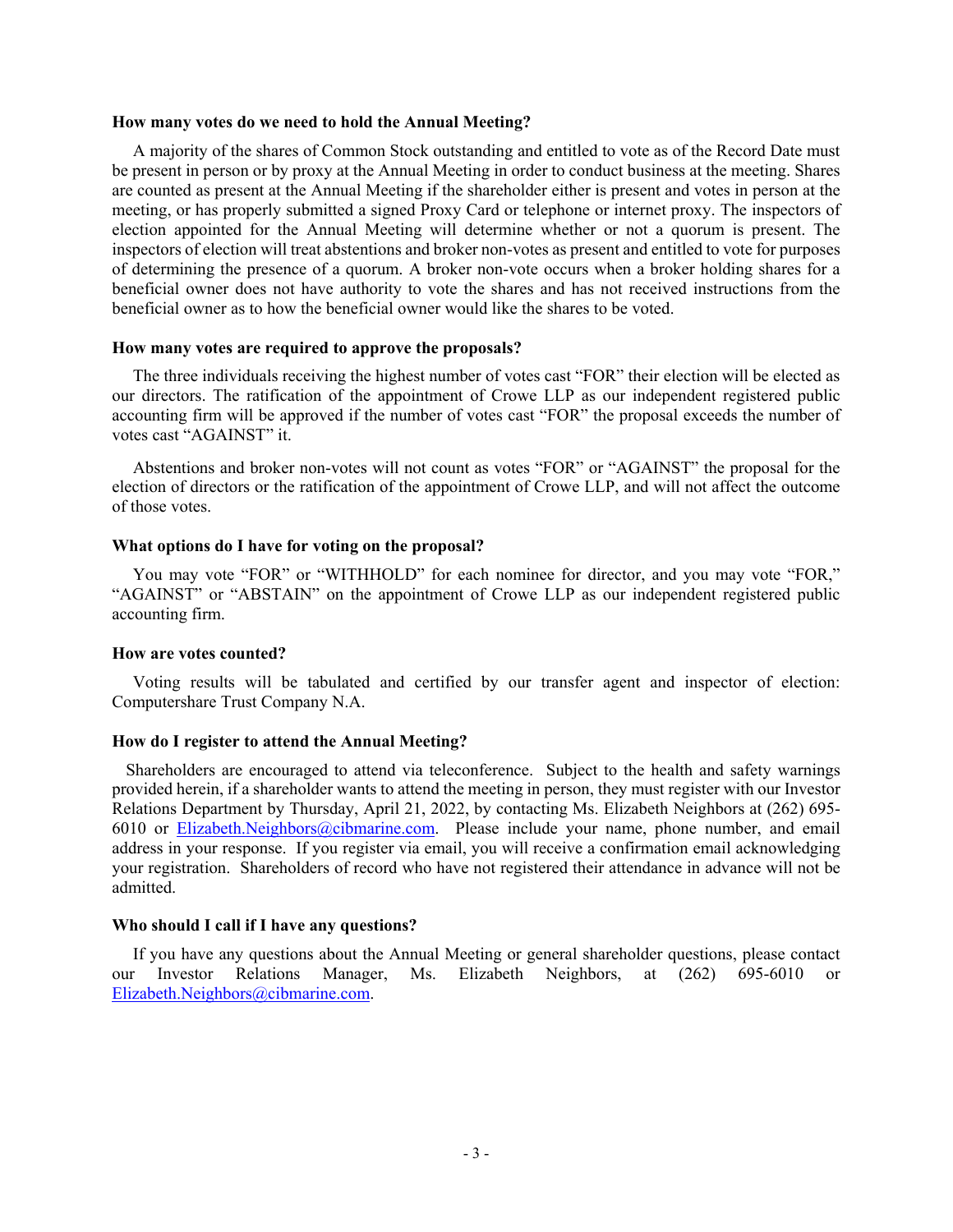**How many votes do we need to hold the Annual Meeting?**

A majority of the shares of Common Stock outstanding and entitled to vote as of the Record Date must be present in person or by proxy at the Annual Meeting in order to conduct business at the meeting. Shares are counted as present at the Annual Meeting if the shareholder either is present and votes in person at the meeting, or has properly submitted a signed Proxy Card or telephone or internet proxy. The inspectors of election appointed for the Annual Meeting will determine whether or not a quorum is present. The inspectors of election will treat abstentions and broker non-votes as present and entitled to vote for purposes of determining the presence of a quorum. A broker non-vote occurs when a broker holding shares for a beneficial owner does not have authority to vote the shares and has not received instructions from the beneficial owner as to how the beneficial owner would like the shares to be voted.

**How many votes are required to approve the proposals?**

The three individuals receiving the highest number of votes cast "FOR" their election will be elected as our directors. The ratification of the appointment of Crowe LLP as our independent registered public accounting firm will be approved if the number of votes cast "FOR" the proposal exceeds the number of votes cast "AGAINST" it.

Abstentions and broker non-votes will not count as votes "FOR" or "AGAINST" the proposal for the election of directors or the ratification of the appointment of Crowe LLP, and will not affect the outcome of those votes.

**What options do I have for voting on the proposal?**

You may vote "FOR" or "WITHHOLD" for each nominee for director, and you may vote "FOR," "AGAINST" or "ABSTAIN" on the appointment of Crowe LLP as our independent registered public accounting firm.

**How are votes counted?**

Voting results will be tabulated and certified by our transfer agent and inspector of election: Computershare Trust Company N.A.

**How do I register to attend the Annual Meeting?**

Shareholders are encouraged to attend via teleconference. Subject to the health and safety warnings provided herein, if a shareholder wants to attend the meeting in person, they must register with our Investor Relations Department by Thursday, April 21, 2022, by contacting Ms. Elizabeth Neighbors at (262) 695-6010 or Elizabeth.Neighbors@cibmarine.com. Please include your name, phone number, and email address in your response. If you register via email, you will receive a confirmation email acknowledging your registration. Shareholders of record who have not registered their attendance in advance will not be admitted.

**Who should I call if I have any questions?**

If you have any questions about the Annual Meeting or general shareholder questions, please contact our Investor Relations Manager, Ms. Elizabeth Neighbors, at (262) 695-6010 or Elizabeth.Neighbors@cibmarine.com.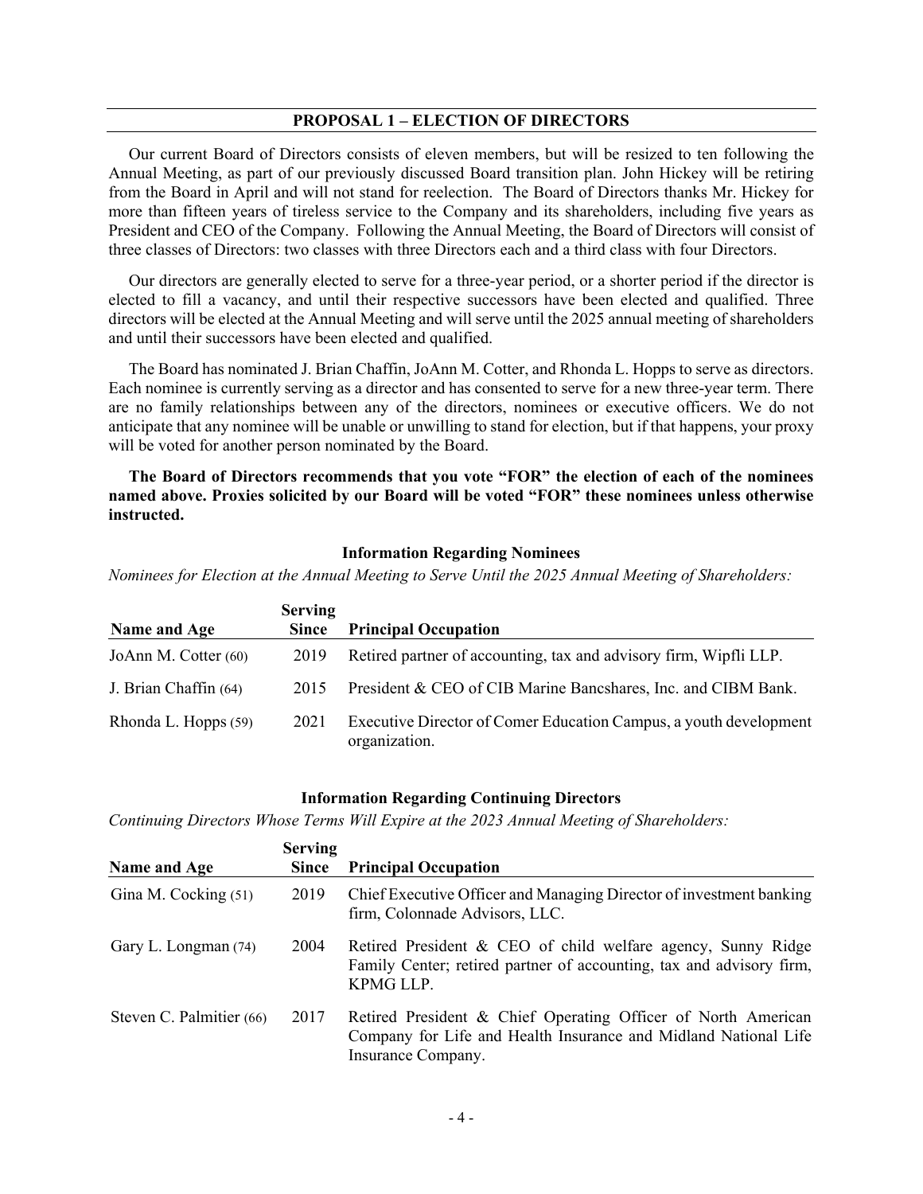## PROPOSAL 1 – ELECTION OF DIRECTORS

Our current Board of Directors consists of eleven members, but will be resized to ten following the Annual Meeting, as part of our previously discussed Board transition plan. John Hickey will be retiring from the Board in April and will not stand for reelection. The Board of Directors thanks Mr. Hickey for more than fifteen years of tireless service to the Company and its shareholders, including five years as President and CEO of the Company. Following the Annual Meeting, the Board of Directors will consist of three classes of Directors: two classes with three Directors each and a third class with four Directors.

Our directors are generally elected to serve for a three-year period, or a shorter period if the director is elected to fill a vacancy, and until their respective successors have been elected and qualified. Three directors will be elected at the Annual Meeting and will serve until the 2025 annual meeting of shareholders and until their successors have been elected and qualified.

The Board has nominated J. Brian Chaffin, JoAnn M. Cotter, and Rhonda L. Hopps to serve as directors. Each nominee is currently serving as a director and has consented to serve for a new three-year term. There are no family relationships between any of the directors, nominees or executive officers. We do not anticipate that any nominee will be unable or unwilling to stand for election, but if that happens, your proxy will be voted for another person nominated by the Board.

**The Board of Directors recommends that you vote "FOR" the election of each of the nominees named above. Proxies solicited by our Board will be voted "FOR" these nominees unless otherwise instructed.**

### Information Regarding Nominees

*Nominees for Election at the Annual Meeting to Serve Until the 2025 Annual Meeting of Shareholders:*

| Name and Age | Serving Since | Principal Occupation |
|---|---|---|
| JoAnn M. Cotter (60) | 2019 | Retired partner of accounting, tax and advisory firm, Wipfli LLP. |
| J. Brian Chaffin (64) | 2015 | President & CEO of CIB Marine Bancshares, Inc. and CIBM Bank. |
| Rhonda L. Hopps (59) | 2021 | Executive Director of Comer Education Campus, a youth development organization. |

### Information Regarding Continuing Directors

*Continuing Directors Whose Terms Will Expire at the 2023 Annual Meeting of Shareholders:*

| Name and Age | Serving Since | Principal Occupation |
|---|---|---|
| Gina M. Cocking (51) | 2019 | Chief Executive Officer and Managing Director of investment banking firm, Colonnade Advisors, LLC. |
| Gary L. Longman (74) | 2004 | Retired President & CEO of child welfare agency, Sunny Ridge Family Center; retired partner of accounting, tax and advisory firm, KPMG LLP. |
| Steven C. Palmitier (66) | 2017 | Retired President & Chief Operating Officer of North American Company for Life and Health Insurance and Midland National Life Insurance Company. |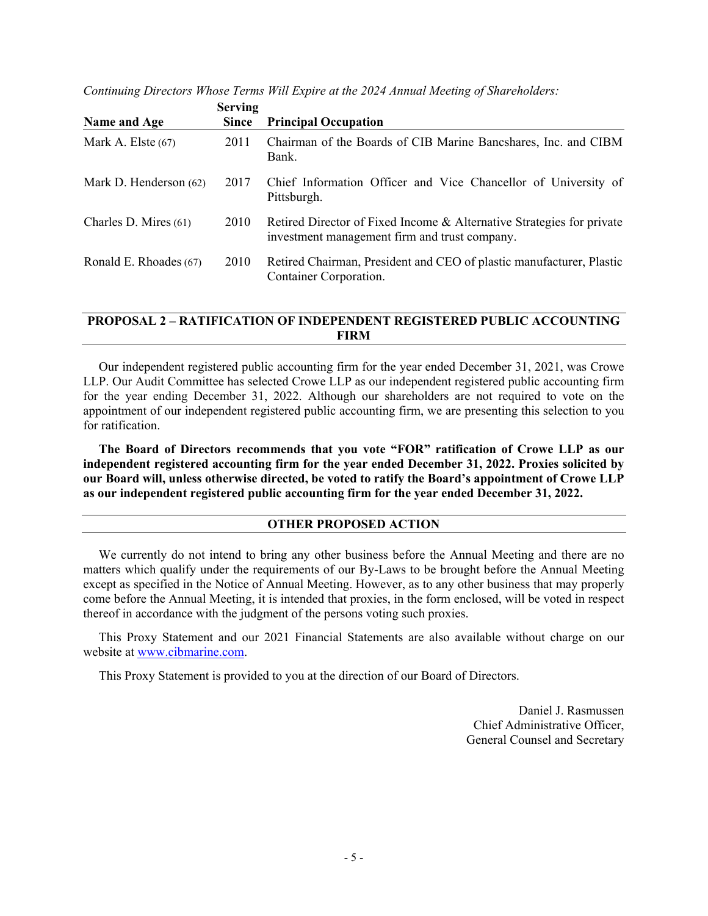*Continuing Directors Whose Terms Will Expire at the 2024 Annual Meeting of Shareholders:*

| Name and Age | Serving Since | Principal Occupation |
|---|---|---|
| Mark A. Elste (67) | 2011 | Chairman of the Boards of CIB Marine Bancshares, Inc. and CIBM Bank. |
| Mark D. Henderson (62) | 2017 | Chief Information Officer and Vice Chancellor of University of Pittsburgh. |
| Charles D. Mires (61) | 2010 | Retired Director of Fixed Income & Alternative Strategies for private investment management firm and trust company. |
| Ronald E. Rhoades (67) | 2010 | Retired Chairman, President and CEO of plastic manufacturer, Plastic Container Corporation. |

## PROPOSAL 2 – RATIFICATION OF INDEPENDENT REGISTERED PUBLIC ACCOUNTING FIRM

Our independent registered public accounting firm for the year ended December 31, 2021, was Crowe LLP. Our Audit Committee has selected Crowe LLP as our independent registered public accounting firm for the year ending December 31, 2022. Although our shareholders are not required to vote on the appointment of our independent registered public accounting firm, we are presenting this selection to you for ratification.

**The Board of Directors recommends that you vote "FOR" ratification of Crowe LLP as our independent registered accounting firm for the year ended December 31, 2022. Proxies solicited by our Board will, unless otherwise directed, be voted to ratify the Board's appointment of Crowe LLP as our independent registered public accounting firm for the year ended December 31, 2022.**

## OTHER PROPOSED ACTION

We currently do not intend to bring any other business before the Annual Meeting and there are no matters which qualify under the requirements of our By-Laws to be brought before the Annual Meeting except as specified in the Notice of Annual Meeting. However, as to any other business that may properly come before the Annual Meeting, it is intended that proxies, in the form enclosed, will be voted in respect thereof in accordance with the judgment of the persons voting such proxies.

This Proxy Statement and our 2021 Financial Statements are also available without charge on our website at www.cibmarine.com.

This Proxy Statement is provided to you at the direction of our Board of Directors.

Daniel J. Rasmussen
Chief Administrative Officer,
General Counsel and Secretary